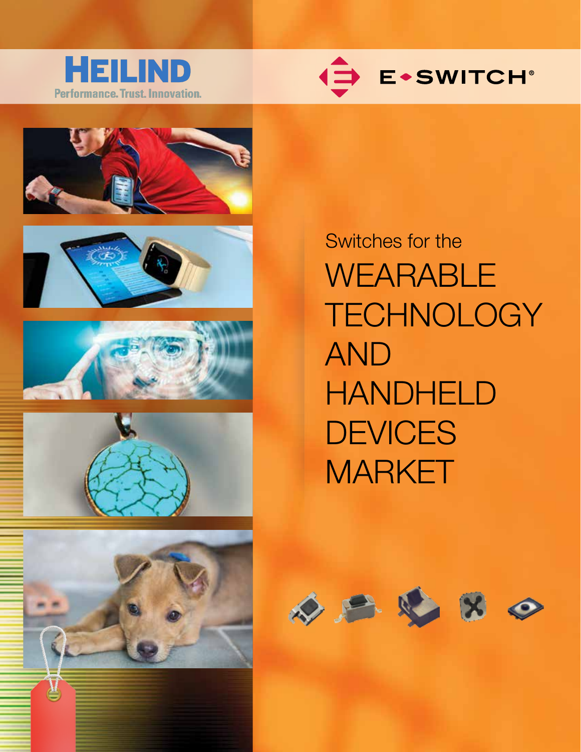HEILIND

Performance. Trust. Innovation.

E•SWITCH®

Switches for the

# WEARABLE TECHNOLOGY AND HANDHELD DEVICES MARKET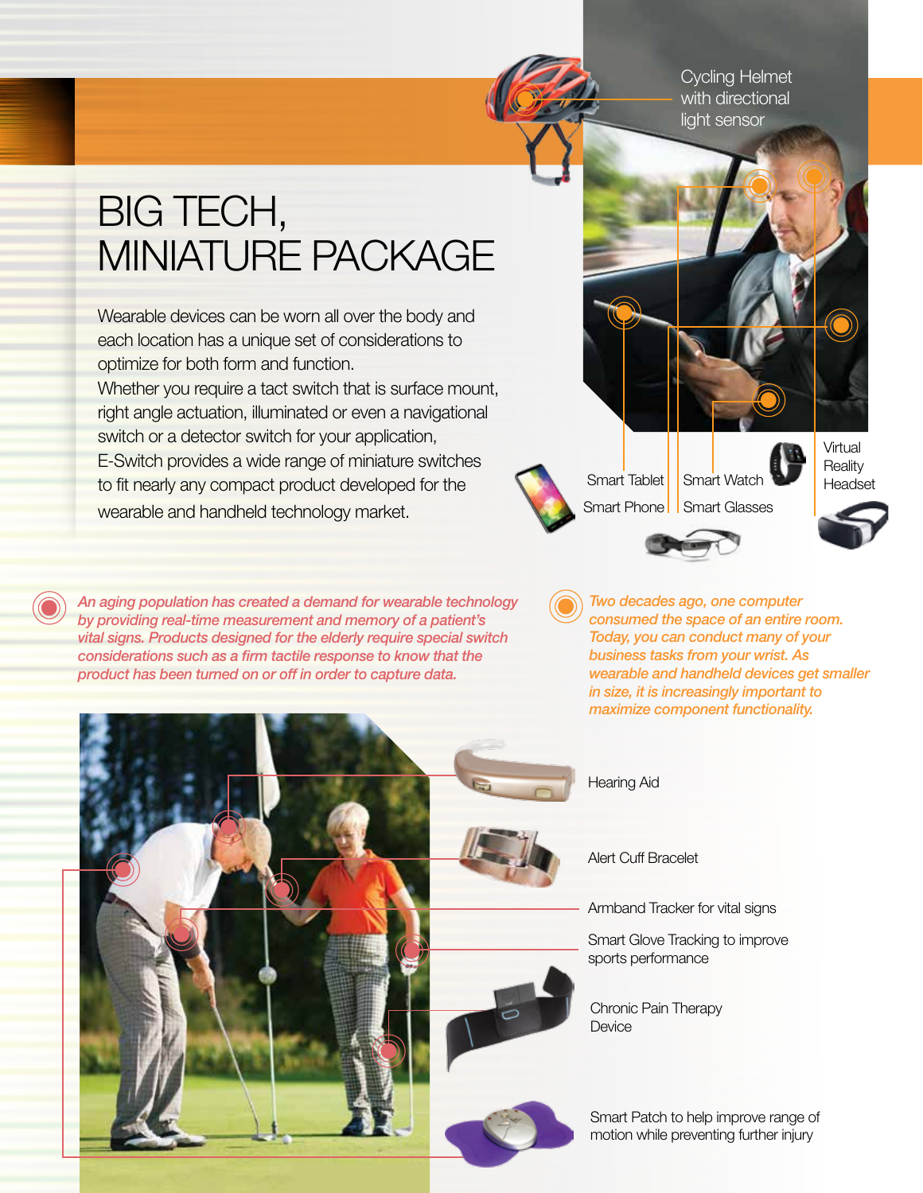# BIG TECH, MINIATURE PACKAGE

Wearable devices can be worn all over the body and each location has a unique set of considerations to optimize for both form and function.
Whether you require a tact switch that is surface mount, right angle actuation, illuminated or even a navigational switch or a detector switch for your application, E-Switch provides a wide range of miniature switches to fit nearly any compact product developed for the wearable and handheld technology market.

Cycling Helmet with directional light sensor

Smart Tablet

Smart Phone

Smart Watch

Smart Glasses

Virtual Reality Headset

*An aging population has created a demand for wearable technology by providing real-time measurement and memory of a patient's vital signs. Products designed for the elderly require special switch considerations such as a firm tactile response to know that the product has been turned on or off in order to capture data.*

*Two decades ago, one computer consumed the space of an entire room. Today, you can conduct many of your business tasks from your wrist. As wearable and handheld devices get smaller in size, it is increasingly important to maximize component functionality.*

Hearing Aid

Alert Cuff Bracelet

Armband Tracker for vital signs

Smart Glove Tracking to improve sports performance

Chronic Pain Therapy Device

Smart Patch to help improve range of motion while preventing further injury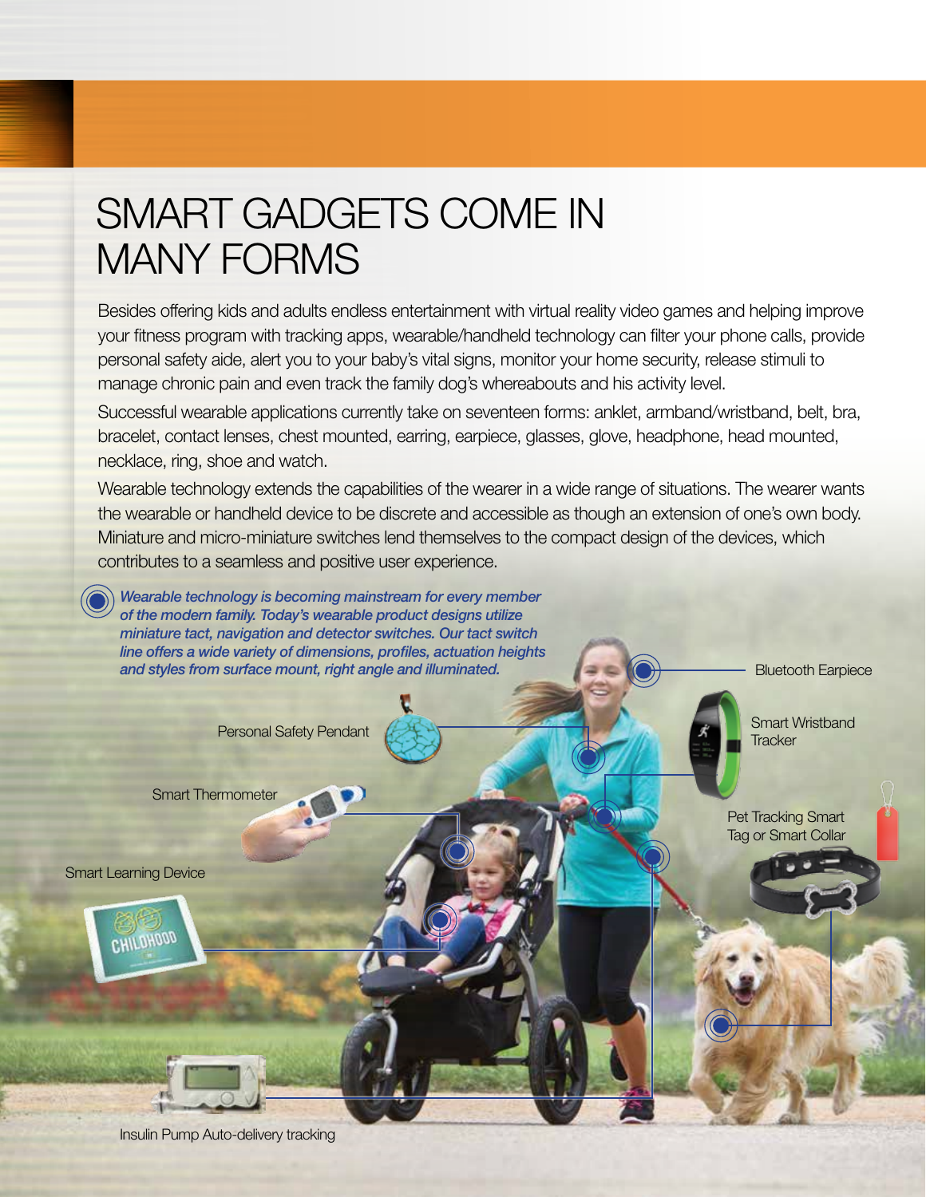# SMART GADGETS COME IN MANY FORMS

Besides offering kids and adults endless entertainment with virtual reality video games and helping improve your fitness program with tracking apps, wearable/handheld technology can filter your phone calls, provide personal safety aide, alert you to your baby's vital signs, monitor your home security, release stimuli to manage chronic pain and even track the family dog's whereabouts and his activity level.

Successful wearable applications currently take on seventeen forms: anklet, armband/wristband, belt, bra, bracelet, contact lenses, chest mounted, earring, earpiece, glasses, glove, headphone, head mounted, necklace, ring, shoe and watch.

Wearable technology extends the capabilities of the wearer in a wide range of situations. The wearer wants the wearable or handheld device to be discrete and accessible as though an extension of one's own body. Miniature and micro-miniature switches lend themselves to the compact design of the devices, which contributes to a seamless and positive user experience.

***Wearable technology is becoming mainstream for every member of the modern family. Today's wearable product designs utilize miniature tact, navigation and detector switches. Our tact switch line offers a wide variety of dimensions, profiles, actuation heights and styles from surface mount, right angle and illuminated.***

Bluetooth Earpiece

Personal Safety Pendant

Smart Wristband Tracker

Smart Thermometer

Pet Tracking Smart Tag or Smart Collar

Smart Learning Device

Insulin Pump Auto-delivery tracking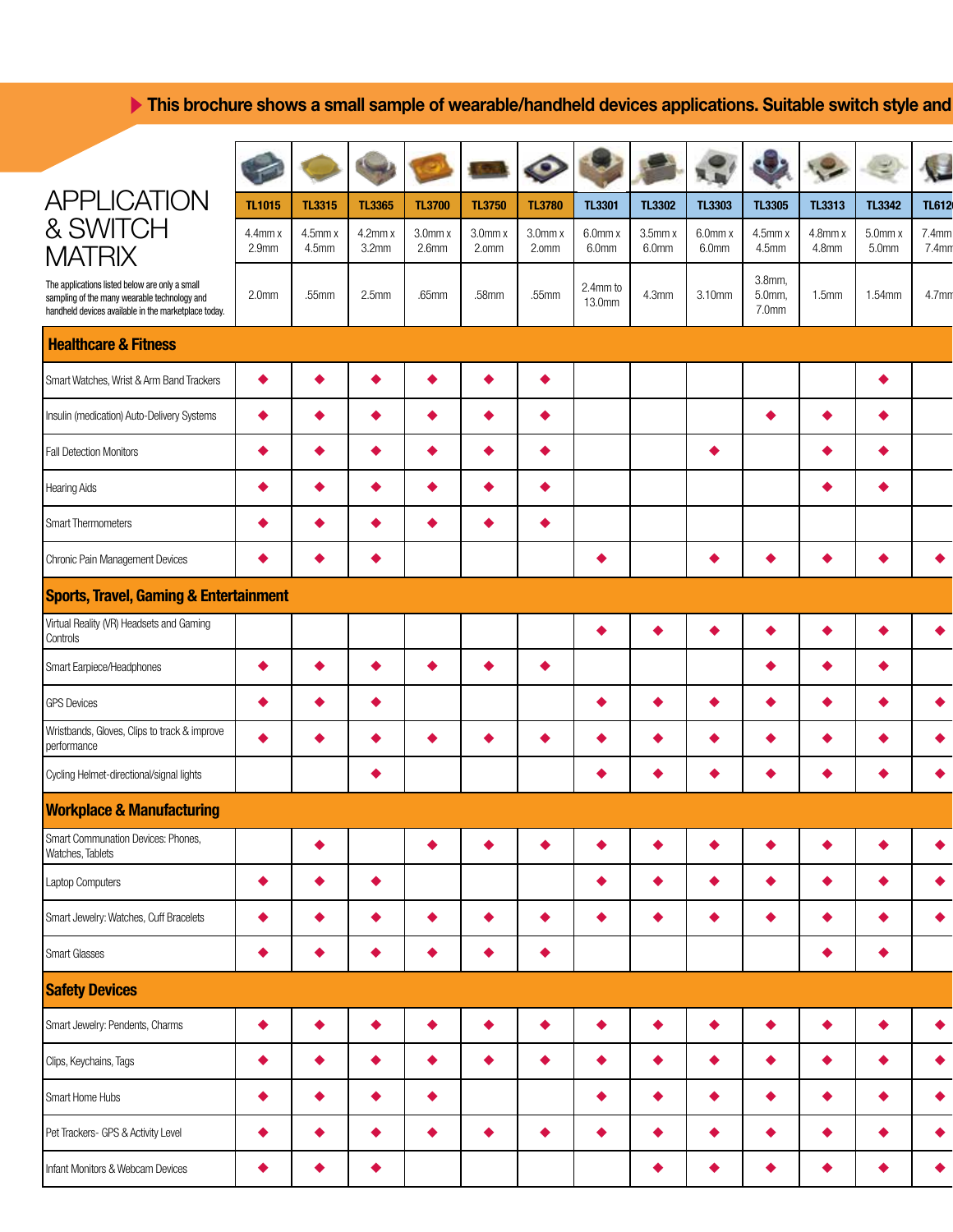▶ This brochure shows a small sample of wearable/handheld devices applications. Suitable switch style and

# APPLICATION & SWITCH MATRIX

The applications listed below are only a small sampling of the many wearable technology and handheld devices available in the marketplace today.

| | TL1015 | TL3315 | TL3365 | TL3700 | TL3750 | TL3780 | TL3301 | TL3302 | TL3303 | TL3305 | TL3313 | TL3342 | TL612 |
|---|---|---|---|---|---|---|---|---|---|---|---|---|---|
| | 4.4mm x 2.9mm | 4.5mm x 4.5mm | 4.2mm x 3.2mm | 3.0mm x 2.6mm | 3.0mm x 2.0mm | 3.0mm x 2.0mm | 6.0mm x 6.0mm | 3.5mm x 6.0mm | 6.0mm x 6.0mm | 4.5mm x 4.5mm | 4.8mm x 4.8mm | 5.0mm x 5.0mm | 7.4mm x 7.4mm |
| | 2.0mm | .55mm | 2.5mm | .65mm | .58mm | .55mm | 2.4mm to 13.0mm | 4.3mm | 3.10mm | 3.8mm, 5.0mm, 7.0mm | 1.5mm | 1.54mm | 4.7mm |
| **Healthcare & Fitness** | | | | | | | | | | | | | |
| Smart Watches, Wrist & Arm Band Trackers | ◆ | ◆ | ◆ | ◆ | ◆ | ◆ | | | | | | ◆ | |
| Insulin (medication) Auto-Delivery Systems | ◆ | ◆ | ◆ | ◆ | ◆ | ◆ | | | | ◆ | ◆ | ◆ | |
| Fall Detection Monitors | ◆ | ◆ | ◆ | ◆ | ◆ | ◆ | | | ◆ | | ◆ | ◆ | |
| Hearing Aids | ◆ | ◆ | ◆ | ◆ | ◆ | ◆ | | | | | ◆ | ◆ | |
| Smart Thermometers | ◆ | ◆ | ◆ | ◆ | ◆ | ◆ | | | | | | | |
| Chronic Pain Management Devices | ◆ | ◆ | ◆ | | | | ◆ | | ◆ | ◆ | ◆ | ◆ | ◆ |
| **Sports, Travel, Gaming & Entertainment** | | | | | | | | | | | | | |
| Virtual Reality (VR) Headsets and Gaming Controls | | | | | | | ◆ | ◆ | ◆ | ◆ | ◆ | ◆ | ◆ |
| Smart Earpiece/Headphones | ◆ | ◆ | ◆ | ◆ | ◆ | ◆ | | | | ◆ | ◆ | ◆ | |
| GPS Devices | ◆ | ◆ | ◆ | | | | ◆ | ◆ | ◆ | ◆ | ◆ | ◆ | ◆ |
| Wristbands, Gloves, Clips to track & improve performance | ◆ | ◆ | ◆ | ◆ | ◆ | ◆ | ◆ | ◆ | ◆ | ◆ | ◆ | ◆ | ◆ |
| Cycling Helmet-directional/signal lights | | | ◆ | | | | ◆ | ◆ | ◆ | ◆ | ◆ | ◆ | ◆ |
| **Workplace & Manufacturing** | | | | | | | | | | | | | |
| Smart Communation Devices: Phones, Watches, Tablets | | ◆ | | ◆ | ◆ | ◆ | ◆ | ◆ | ◆ | ◆ | ◆ | ◆ | ◆ |
| Laptop Computers | ◆ | ◆ | ◆ | | | | ◆ | ◆ | ◆ | ◆ | ◆ | ◆ | ◆ |
| Smart Jewelry: Watches, Cuff Bracelets | ◆ | ◆ | ◆ | ◆ | ◆ | ◆ | ◆ | ◆ | ◆ | ◆ | ◆ | ◆ | ◆ |
| Smart Glasses | ◆ | ◆ | ◆ | ◆ | ◆ | ◆ | | | | | ◆ | ◆ | |
| **Safety Devices** | | | | | | | | | | | | | |
| Smart Jewelry: Pendents, Charms | ◆ | ◆ | ◆ | ◆ | ◆ | ◆ | ◆ | ◆ | ◆ | ◆ | ◆ | ◆ | ◆ |
| Clips, Keychains, Tags | ◆ | ◆ | ◆ | ◆ | ◆ | ◆ | ◆ | ◆ | ◆ | ◆ | ◆ | ◆ | ◆ |
| Smart Home Hubs | ◆ | ◆ | ◆ | ◆ | | | ◆ | ◆ | ◆ | ◆ | ◆ | ◆ | ◆ |
| Pet Trackers- GPS & Activity Level | ◆ | ◆ | ◆ | ◆ | ◆ | ◆ | ◆ | ◆ | ◆ | ◆ | ◆ | ◆ | ◆ |
| Infant Monitors & Webcam Devices | ◆ | ◆ | ◆ | | | | | ◆ | ◆ | ◆ | ◆ | ◆ | ◆ |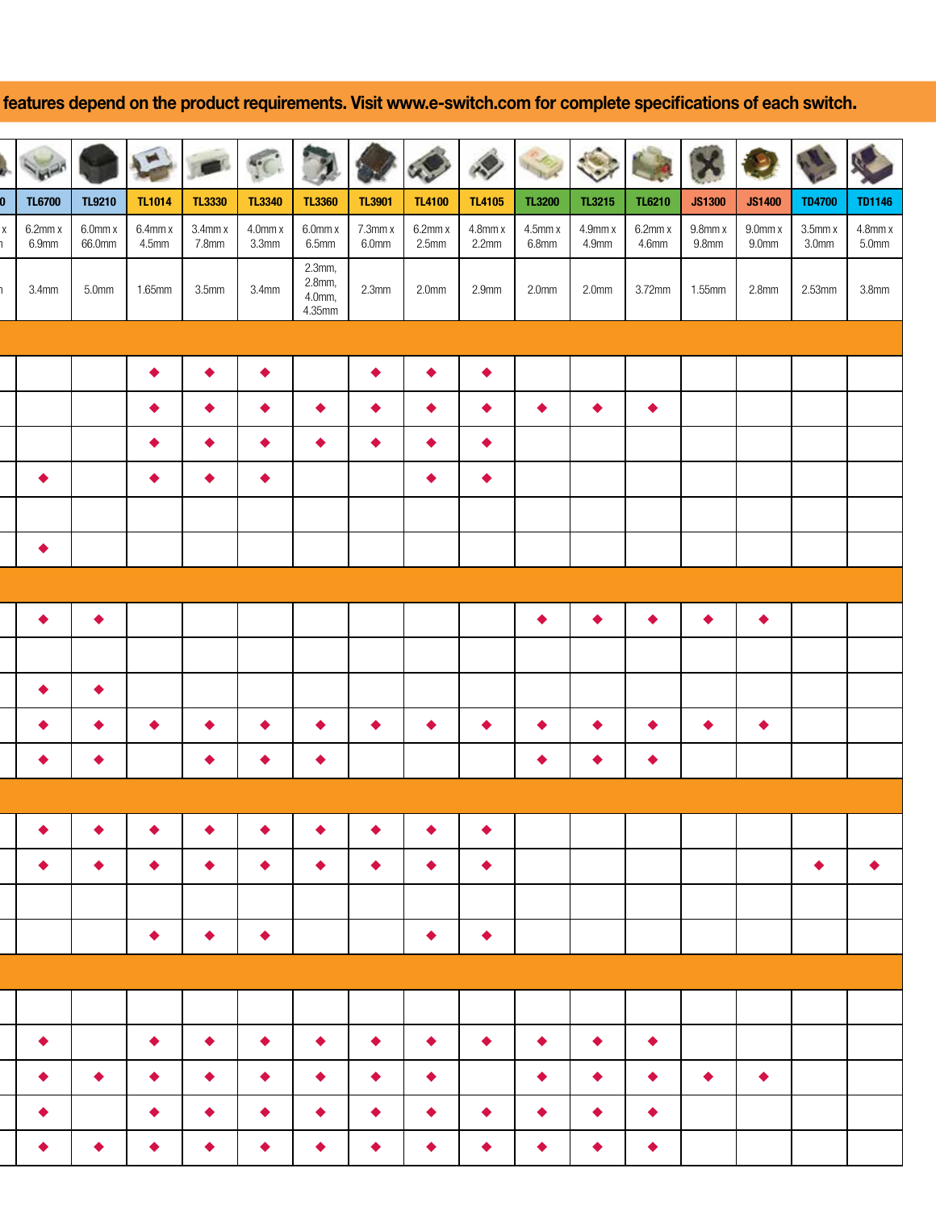features depend on the product requirements. Visit www.e-switch.com for complete specifications of each switch.

| TL6700 | TL9210 | TL1014 | TL3330 | TL3340 | TL3360 | TL3901 | TL4100 | TL4105 | TL3200 | TL3215 | TL6210 | JS1300 | JS1400 | TD4700 | TD1146 |
|---|---|---|---|---|---|---|---|---|---|---|---|---|---|---|---|
| 6.2mm x 6.9mm | 6.0mm x 66.0mm | 6.4mm x 4.5mm | 3.4mm x 7.8mm | 4.0mm x 3.3mm | 6.0mm x 6.5mm | 7.3mm x 6.0mm | 6.2mm x 2.5mm | 4.8mm x 2.2mm | 4.5mm x 6.8mm | 4.9mm x 4.9mm | 6.2mm x 4.6mm | 9.8mm x 9.8mm | 9.0mm x 9.0mm | 3.5mm x 3.0mm | 4.8mm x 5.0mm |
| 3.4mm | 5.0mm | 1.65mm | 3.5mm | 3.4mm | 2.3mm, 2.8mm, 4.0mm, 4.35mm | 2.3mm | 2.0mm | 2.9mm | 2.0mm | 2.0mm | 3.72mm | 1.55mm | 2.8mm | 2.53mm | 3.8mm |
| | | | | | | | | | | | | | | | |
| | | ◆ | ◆ | ◆ | | ◆ | ◆ | ◆ | | | | | | | |
| | | ◆ | ◆ | ◆ | ◆ | ◆ | ◆ | ◆ | ◆ | ◆ | ◆ | | | | |
| | | ◆ | ◆ | ◆ | ◆ | ◆ | ◆ | ◆ | | | | | | | |
| ◆ | | ◆ | ◆ | ◆ | | | ◆ | ◆ | | | | | | | |
| | | | | | | | | | | | | | | | |
| ◆ | | | | | | | | | | | | | | | |
| | | | | | | | | | | | | | | | |
| ◆ | ◆ | | | | | | | | ◆ | ◆ | ◆ | ◆ | ◆ | | |
| | | | | | | | | | | | | | | | |
| ◆ | ◆ | | | | | | | | | | | | | | |
| ◆ | ◆ | ◆ | ◆ | ◆ | ◆ | ◆ | ◆ | ◆ | ◆ | ◆ | ◆ | ◆ | ◆ | | |
| ◆ | ◆ | | ◆ | ◆ | ◆ | | | | ◆ | ◆ | ◆ | | | | |
| | | | | | | | | | | | | | | | |
| ◆ | ◆ | ◆ | ◆ | ◆ | ◆ | ◆ | ◆ | ◆ | | | | | | | |
| ◆ | ◆ | ◆ | ◆ | ◆ | ◆ | ◆ | ◆ | ◆ | | | | | | ◆ | ◆ |
| | | | | | | | | | | | | | | | |
| | | ◆ | ◆ | ◆ | | | ◆ | ◆ | | | | | | | |
| | | | | | | | | | | | | | | | |
| | | | | | | | | | | | | | | | |
| ◆ | | ◆ | ◆ | ◆ | ◆ | ◆ | ◆ | ◆ | ◆ | ◆ | ◆ | | | | |
| ◆ | ◆ | ◆ | ◆ | ◆ | ◆ | ◆ | ◆ | | ◆ | ◆ | ◆ | ◆ | ◆ | | |
| ◆ | | ◆ | ◆ | ◆ | ◆ | ◆ | ◆ | ◆ | ◆ | ◆ | ◆ | | | | |
| ◆ | ◆ | ◆ | ◆ | ◆ | ◆ | ◆ | ◆ | ◆ | ◆ | ◆ | ◆ | | | | |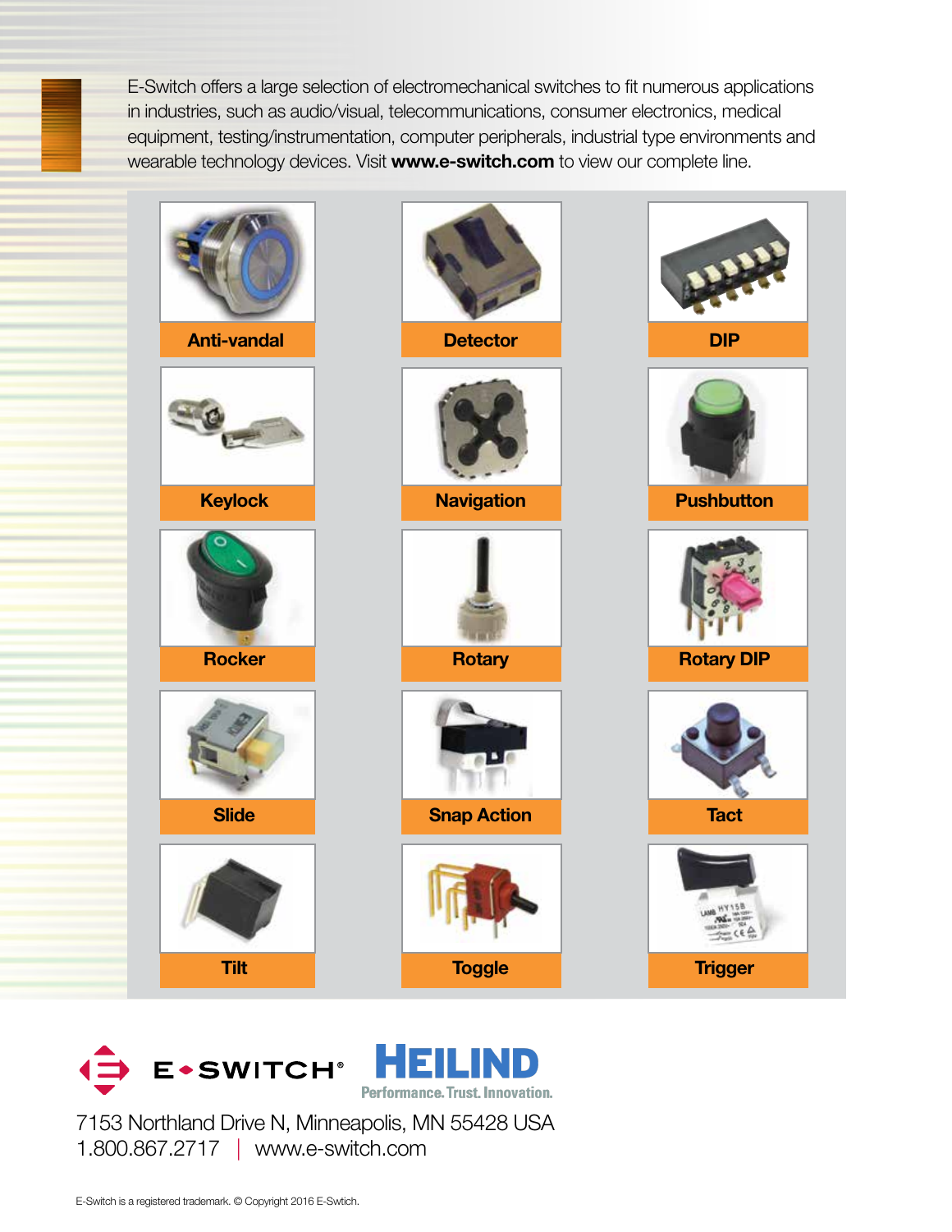E-Switch offers a large selection of electromechanical switches to fit numerous applications in industries, such as audio/visual, telecommunications, consumer electronics, medical equipment, testing/instrumentation, computer peripherals, industrial type environments and wearable technology devices. Visit **www.e-switch.com** to view our complete line.

| | | |
|---|---|---|
| **Anti-vandal** | **Detector** | **DIP** |
| **Keylock** | **Navigation** | **Pushbutton** |
| **Rocker** | **Rotary** | **Rotary DIP** |
| **Slide** | **Snap Action** | **Tact** |
| **Tilt** | **Toggle** | **Trigger** |

E•SWITCH®

HEILIND
Performance. Trust. Innovation.

7153 Northland Drive N, Minneapolis, MN 55428 USA
1.800.867.2717 | www.e-switch.com

E-Switch is a registered trademark. © Copyright 2016 E-Swtich.